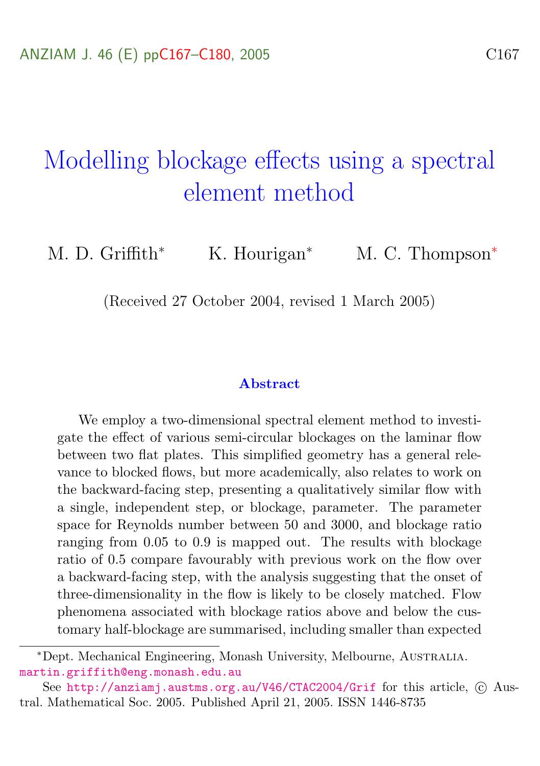# Modelling blockage effects using a spectral element method

M. D. Griffith[*] K. Hourigan[*] M. C. Thompson[*]

(Received 27 October 2004, revised 1 March 2005)

### Abstract

We employ a two-dimensional spectral element method to investigate the effect of various semi-circular blockages on the laminar flow between two flat plates. This simplified geometry has a general relevance to blocked flows, but more academically, also relates to work on the backward-facing step, presenting a qualitatively similar flow with a single, independent step, or blockage, parameter. The parameter space for Reynolds number between 50 and 3000, and blockage ratio ranging from 0.05 to 0.9 is mapped out. The results with blockage ratio of 0.5 compare favourably with previous work on the flow over a backward-facing step, with the analysis suggesting that the onset of three-dimensionality in the flow is likely to be closely matched. Flow phenomena associated with blockage ratios above and below the customary half-blockage are summarised, including smaller than expected

---

[*]Dept. Mechanical Engineering, Monash University, Melbourne, Australia. martin.griffith@eng.monash.edu.au

See http://anziamj.austms.org.au/V46/CTAC2004/Grif for this article, © Austral. Mathematical Soc. 2005. Published April 21, 2005. ISSN 1446-8735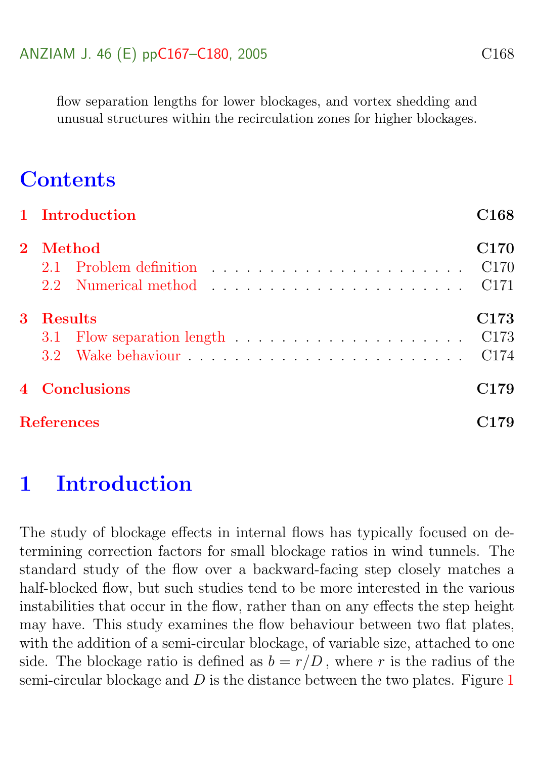flow separation lengths for lower blockages, and vortex shedding and unusual structures within the recirculation zones for higher blockages.

# Contents

1 Introduction C168

2 Method C170
- 2.1 Problem definition C170
- 2.2 Numerical method C171

3 Results C173
- 3.1 Flow separation length C173
- 3.2 Wake behaviour C174

4 Conclusions C179

References C179

# 1 Introduction

The study of blockage effects in internal flows has typically focused on determining correction factors for small blockage ratios in wind tunnels. The standard study of the flow over a backward-facing step closely matches a half-blocked flow, but such studies tend to be more interested in the various instabilities that occur in the flow, rather than on any effects the step height may have. This study examines the flow behaviour between two flat plates, with the addition of a semi-circular blockage, of variable size, attached to one side. The blockage ratio is defined as $b = r/D$, where $r$ is the radius of the semi-circular blockage and $D$ is the distance between the two plates. Figure 1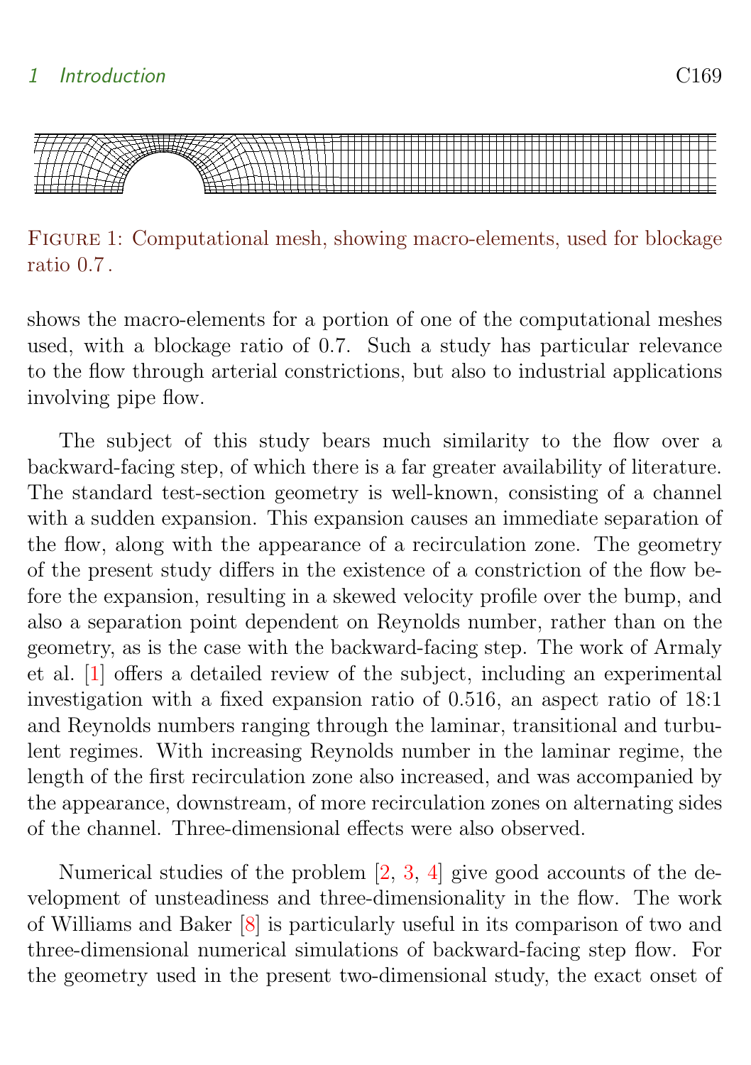Figure 1: Computational mesh, showing macro-elements, used for blockage ratio 0.7 .

shows the macro-elements for a portion of one of the computational meshes used, with a blockage ratio of 0.7. Such a study has particular relevance to the flow through arterial constrictions, but also to industrial applications involving pipe flow.

The subject of this study bears much similarity to the flow over a backward-facing step, of which there is a far greater availability of literature. The standard test-section geometry is well-known, consisting of a channel with a sudden expansion. This expansion causes an immediate separation of the flow, along with the appearance of a recirculation zone. The geometry of the present study differs in the existence of a constriction of the flow before the expansion, resulting in a skewed velocity profile over the bump, and also a separation point dependent on Reynolds number, rather than on the geometry, as is the case with the backward-facing step. The work of Armaly et al. [1] offers a detailed review of the subject, including an experimental investigation with a fixed expansion ratio of 0.516, an aspect ratio of 18:1 and Reynolds numbers ranging through the laminar, transitional and turbulent regimes. With increasing Reynolds number in the laminar regime, the length of the first recirculation zone also increased, and was accompanied by the appearance, downstream, of more recirculation zones on alternating sides of the channel. Three-dimensional effects were also observed.

Numerical studies of the problem [2, 3, 4] give good accounts of the development of unsteadiness and three-dimensionality in the flow. The work of Williams and Baker [8] is particularly useful in its comparison of two and three-dimensional numerical simulations of backward-facing step flow. For the geometry used in the present two-dimensional study, the exact onset of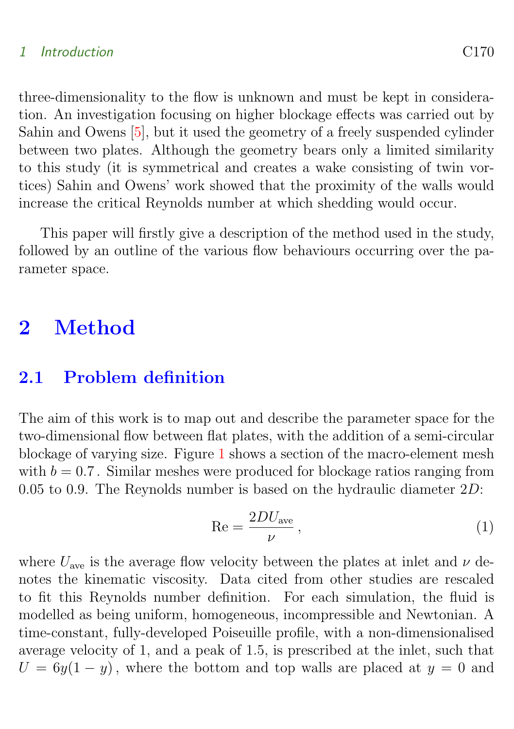three-dimensionality to the flow is unknown and must be kept in consideration. An investigation focusing on higher blockage effects was carried out by Sahin and Owens [5], but it used the geometry of a freely suspended cylinder between two plates. Although the geometry bears only a limited similarity to this study (it is symmetrical and creates a wake consisting of twin vortices) Sahin and Owens' work showed that the proximity of the walls would increase the critical Reynolds number at which shedding would occur.

This paper will firstly give a description of the method used in the study, followed by an outline of the various flow behaviours occurring over the parameter space.

# 2 Method

## 2.1 Problem definition

The aim of this work is to map out and describe the parameter space for the two-dimensional flow between flat plates, with the addition of a semi-circular blockage of varying size. Figure 1 shows a section of the macro-element mesh with $b = 0.7$. Similar meshes were produced for blockage ratios ranging from 0.05 to 0.9. The Reynolds number is based on the hydraulic diameter $2D$:

$$\mathrm{Re} = \frac{2DU_{\mathrm{ave}}}{\nu}\,, \tag{1}$$

where $U_{\mathrm{ave}}$ is the average flow velocity between the plates at inlet and $\nu$ denotes the kinematic viscosity. Data cited from other studies are rescaled to fit this Reynolds number definition. For each simulation, the fluid is modelled as being uniform, homogeneous, incompressible and Newtonian. A time-constant, fully-developed Poiseuille profile, with a non-dimensionalised average velocity of 1, and a peak of 1.5, is prescribed at the inlet, such that $U = 6y(1-y)$, where the bottom and top walls are placed at $y = 0$ and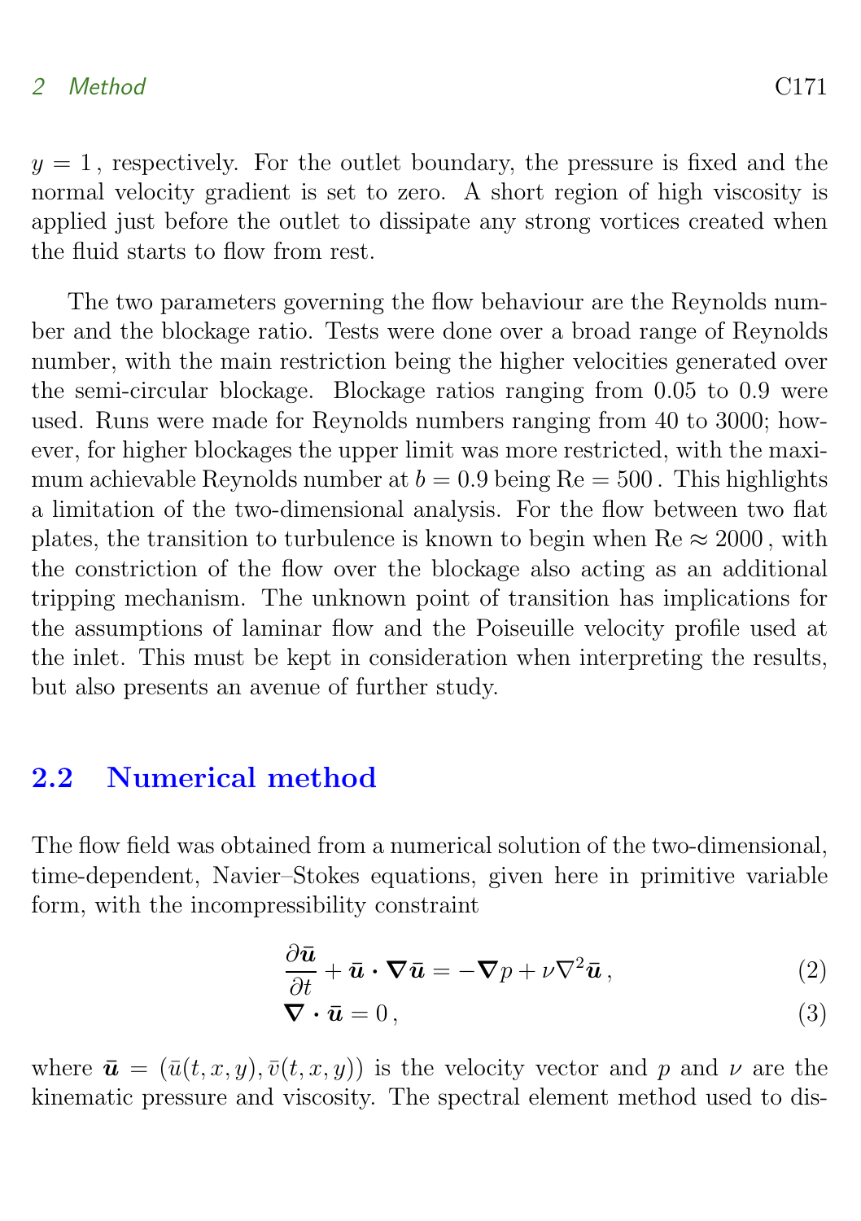$y = 1$, respectively. For the outlet boundary, the pressure is fixed and the normal velocity gradient is set to zero. A short region of high viscosity is applied just before the outlet to dissipate any strong vortices created when the fluid starts to flow from rest.

The two parameters governing the flow behaviour are the Reynolds number and the blockage ratio. Tests were done over a broad range of Reynolds number, with the main restriction being the higher velocities generated over the semi-circular blockage. Blockage ratios ranging from 0.05 to 0.9 were used. Runs were made for Reynolds numbers ranging from 40 to 3000; however, for higher blockages the upper limit was more restricted, with the maximum achievable Reynolds number at $b = 0.9$ being $\mathrm{Re} = 500$. This highlights a limitation of the two-dimensional analysis. For the flow between two flat plates, the transition to turbulence is known to begin when $\mathrm{Re} \approx 2000$, with the constriction of the flow over the blockage also acting as an additional tripping mechanism. The unknown point of transition has implications for the assumptions of laminar flow and the Poiseuille velocity profile used at the inlet. This must be kept in consideration when interpreting the results, but also presents an avenue of further study.

## 2.2 Numerical method

The flow field was obtained from a numerical solution of the two-dimensional, time-dependent, Navier–Stokes equations, given here in primitive variable form, with the incompressibility constraint

$$\frac{\partial \bar{\boldsymbol{u}}}{\partial t} + \bar{\boldsymbol{u}} \cdot \boldsymbol{\nabla} \bar{\boldsymbol{u}} = -\boldsymbol{\nabla} p + \nu \nabla^2 \bar{\boldsymbol{u}}\,, \tag{2}$$

$$\boldsymbol{\nabla} \cdot \bar{\boldsymbol{u}} = 0\,, \tag{3}$$

where $\bar{\boldsymbol{u}} = (\bar{u}(t,x,y), \bar{v}(t,x,y))$ is the velocity vector and $p$ and $\nu$ are the kinematic pressure and viscosity. The spectral element method used to dis-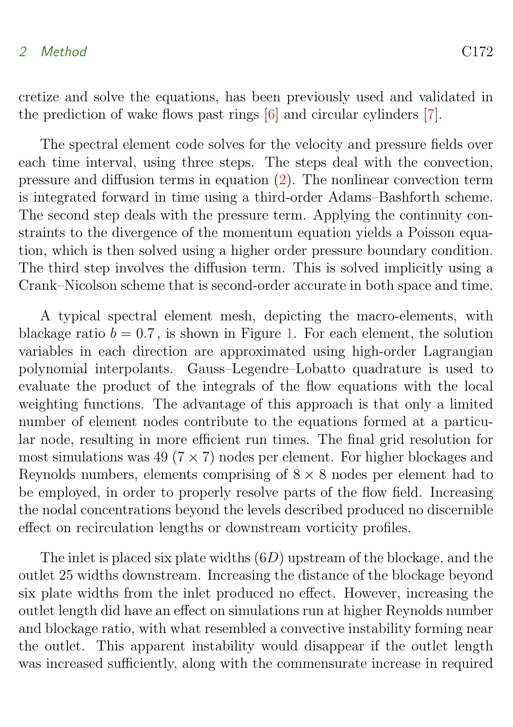cretize and solve the equations, has been previously used and validated in the prediction of wake flows past rings [6] and circular cylinders [7].

The spectral element code solves for the velocity and pressure fields over each time interval, using three steps. The steps deal with the convection, pressure and diffusion terms in equation (2). The nonlinear convection term is integrated forward in time using a third-order Adams–Bashforth scheme. The second step deals with the pressure term. Applying the continuity constraints to the divergence of the momentum equation yields a Poisson equation, which is then solved using a higher order pressure boundary condition. The third step involves the diffusion term. This is solved implicitly using a Crank–Nicolson scheme that is second-order accurate in both space and time.

A typical spectral element mesh, depicting the macro-elements, with blackage ratio $b = 0.7$, is shown in Figure 1. For each element, the solution variables in each direction are approximated using high-order Lagrangian polynomial interpolants. Gauss–Legendre–Lobatto quadrature is used to evaluate the product of the integrals of the flow equations with the local weighting functions. The advantage of this approach is that only a limited number of element nodes contribute to the equations formed at a particular node, resulting in more efficient run times. The final grid resolution for most simulations was 49 ($7 \times 7$) nodes per element. For higher blockages and Reynolds numbers, elements comprising of $8 \times 8$ nodes per element had to be employed, in order to properly resolve parts of the flow field. Increasing the nodal concentrations beyond the levels described produced no discernible effect on recirculation lengths or downstream vorticity profiles.

The inlet is placed six plate widths ($6D$) upstream of the blockage, and the outlet 25 widths downstream. Increasing the distance of the blockage beyond six plate widths from the inlet produced no effect. However, increasing the outlet length did have an effect on simulations run at higher Reynolds number and blockage ratio, with what resembled a convective instability forming near the outlet. This apparent instability would disappear if the outlet length was increased sufficiently, along with the commensurate increase in required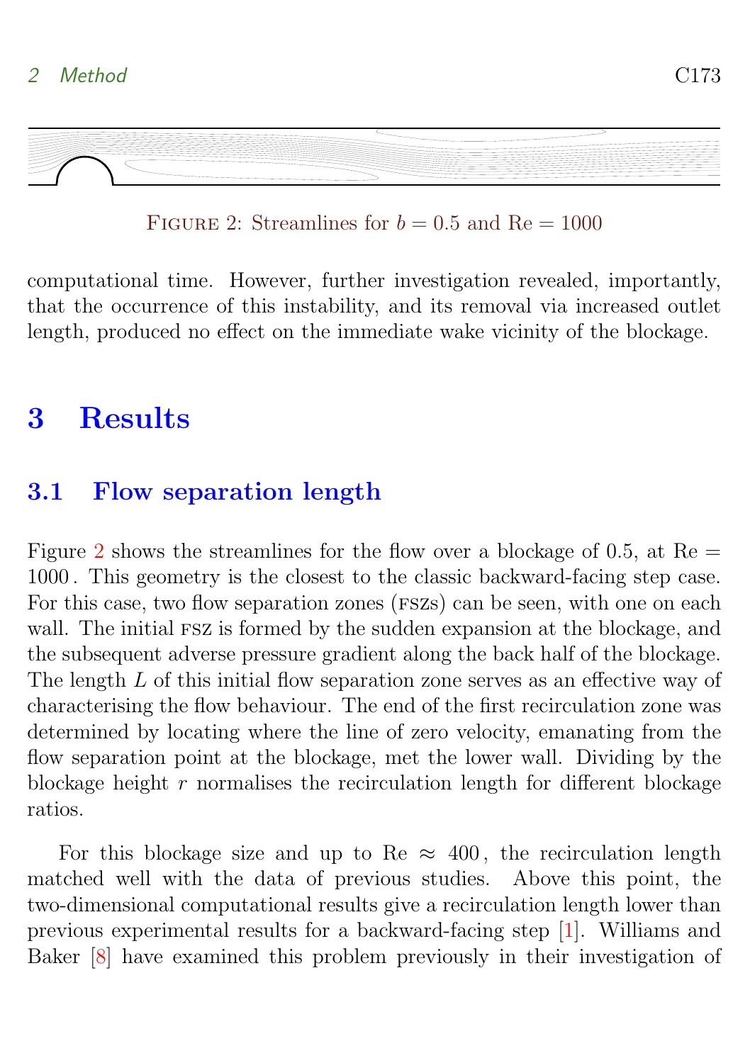FIGURE 2: Streamlines for $b = 0.5$ and $\mathrm{Re} = 1000$

computational time. However, further investigation revealed, importantly, that the occurrence of this instability, and its removal via increased outlet length, produced no effect on the immediate wake vicinity of the blockage.

# 3 Results

## 3.1 Flow separation length

Figure 2 shows the streamlines for the flow over a blockage of 0.5, at $\mathrm{Re} = 1000$. This geometry is the closest to the classic backward-facing step case. For this case, two flow separation zones (FSZs) can be seen, with one on each wall. The initial FSZ is formed by the sudden expansion at the blockage, and the subsequent adverse pressure gradient along the back half of the blockage. The length $L$ of this initial flow separation zone serves as an effective way of characterising the flow behaviour. The end of the first recirculation zone was determined by locating where the line of zero velocity, emanating from the flow separation point at the blockage, met the lower wall. Dividing by the blockage height $r$ normalises the recirculation length for different blockage ratios.

For this blockage size and up to $\mathrm{Re} \approx 400$, the recirculation length matched well with the data of previous studies. Above this point, the two-dimensional computational results give a recirculation length lower than previous experimental results for a backward-facing step [1]. Williams and Baker [8] have examined this problem previously in their investigation of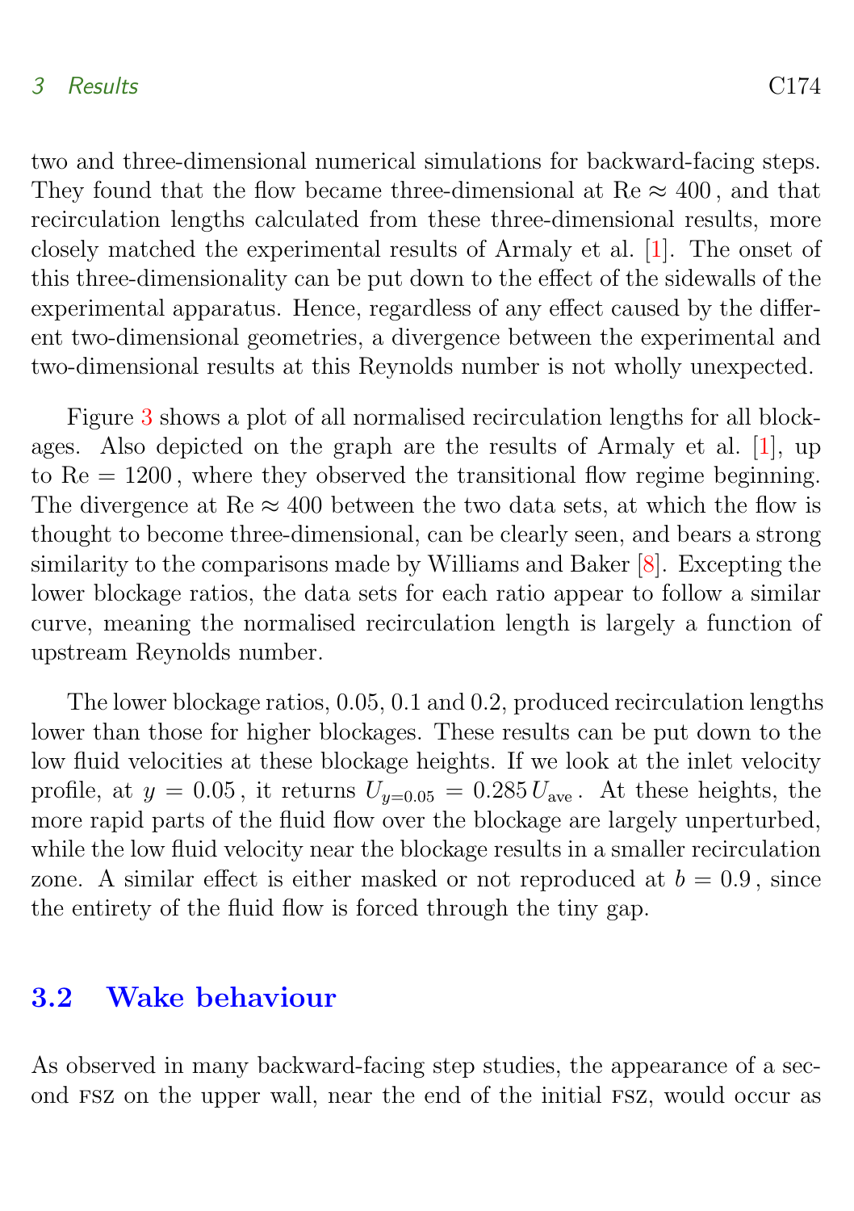two and three-dimensional numerical simulations for backward-facing steps. They found that the flow became three-dimensional at $\mathrm{Re} \approx 400$, and that recirculation lengths calculated from these three-dimensional results, more closely matched the experimental results of Armaly et al. [1]. The onset of this three-dimensionality can be put down to the effect of the sidewalls of the experimental apparatus. Hence, regardless of any effect caused by the different two-dimensional geometries, a divergence between the experimental and two-dimensional results at this Reynolds number is not wholly unexpected.

Figure 3 shows a plot of all normalised recirculation lengths for all blockages. Also depicted on the graph are the results of Armaly et al. [1], up to $\mathrm{Re} = 1200$, where they observed the transitional flow regime beginning. The divergence at $\mathrm{Re} \approx 400$ between the two data sets, at which the flow is thought to become three-dimensional, can be clearly seen, and bears a strong similarity to the comparisons made by Williams and Baker [8]. Excepting the lower blockage ratios, the data sets for each ratio appear to follow a similar curve, meaning the normalised recirculation length is largely a function of upstream Reynolds number.

The lower blockage ratios, 0.05, 0.1 and 0.2, produced recirculation lengths lower than those for higher blockages. These results can be put down to the low fluid velocities at these blockage heights. If we look at the inlet velocity profile, at $y = 0.05$, it returns $U_{y=0.05} = 0.285\, U_{\mathrm{ave}}$. At these heights, the more rapid parts of the fluid flow over the blockage are largely unperturbed, while the low fluid velocity near the blockage results in a smaller recirculation zone. A similar effect is either masked or not reproduced at $b = 0.9$, since the entirety of the fluid flow is forced through the tiny gap.

## 3.2 Wake behaviour

As observed in many backward-facing step studies, the appearance of a second FSZ on the upper wall, near the end of the initial FSZ, would occur as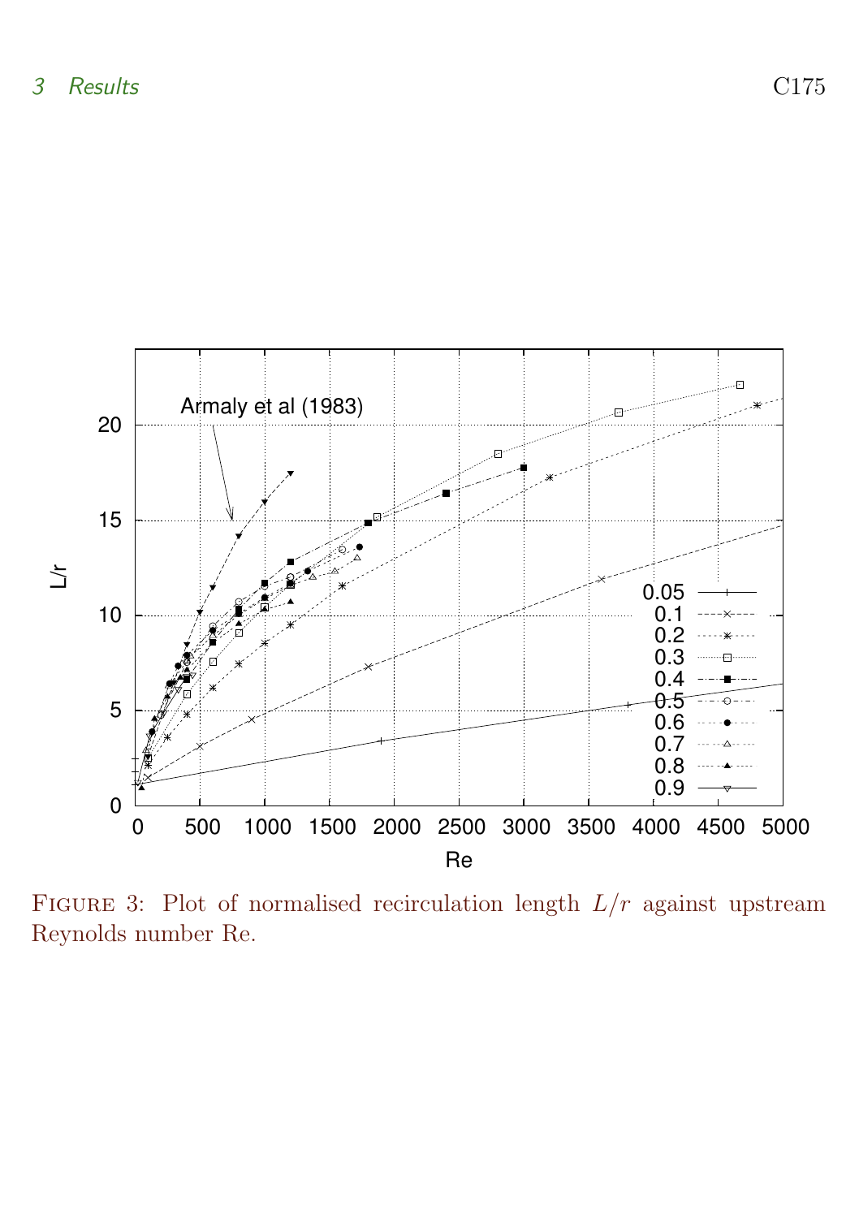FIGURE 3: Plot of normalised recirculation length $L/r$ against upstream Reynolds number Re.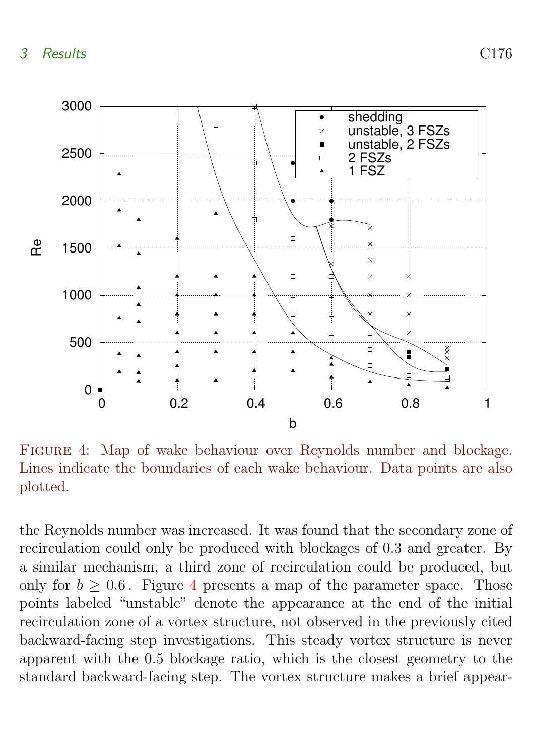FIGURE 4: Map of wake behaviour over Reynolds number and blockage. Lines indicate the boundaries of each wake behaviour. Data points are also plotted.

the Reynolds number was increased. It was found that the secondary zone of recirculation could only be produced with blockages of 0.3 and greater. By a similar mechanism, a third zone of recirculation could be produced, but only for $b \geq 0.6$. Figure 4 presents a map of the parameter space. Those points labeled "unstable" denote the appearance at the end of the initial recirculation zone of a vortex structure, not observed in the previously cited backward-facing step investigations. This steady vortex structure is never apparent with the 0.5 blockage ratio, which is the closest geometry to the standard backward-facing step. The vortex structure makes a brief appear-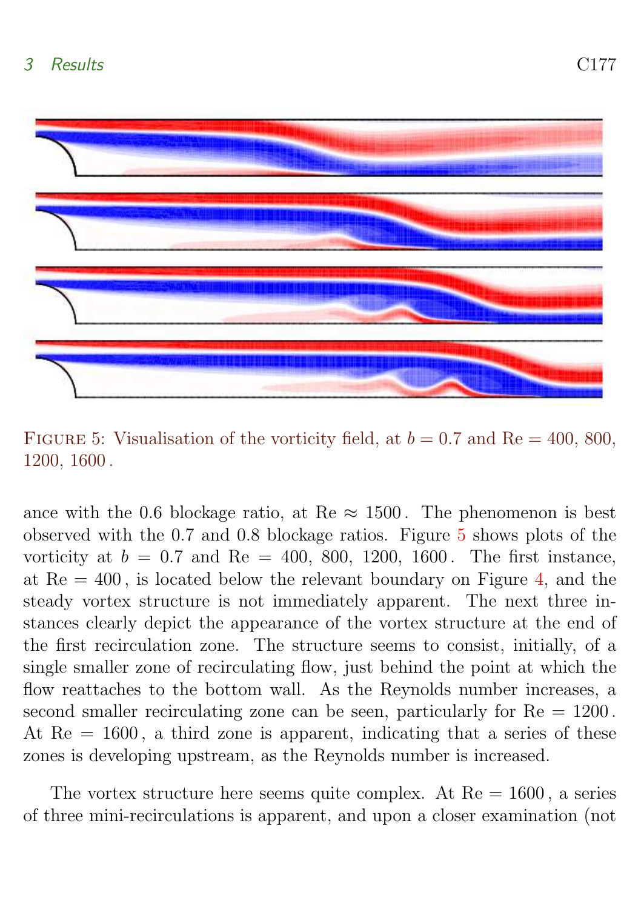FIGURE 5: Visualisation of the vorticity field, at $b = 0.7$ and $\mathrm{Re} = 400$, $800$, $1200$, $1600$.

ance with the 0.6 blockage ratio, at $\mathrm{Re} \approx 1500$. The phenomenon is best observed with the 0.7 and 0.8 blockage ratios. Figure 5 shows plots of the vorticity at $b = 0.7$ and $\mathrm{Re} = 400$, $800$, $1200$, $1600$. The first instance, at $\mathrm{Re} = 400$, is located below the relevant boundary on Figure 4, and the steady vortex structure is not immediately apparent. The next three instances clearly depict the appearance of the vortex structure at the end of the first recirculation zone. The structure seems to consist, initially, of a single smaller zone of recirculating flow, just behind the point at which the flow reattaches to the bottom wall. As the Reynolds number increases, a second smaller recirculating zone can be seen, particularly for $\mathrm{Re} = 1200$. At $\mathrm{Re} = 1600$, a third zone is apparent, indicating that a series of these zones is developing upstream, as the Reynolds number is increased.

The vortex structure here seems quite complex. At $\mathrm{Re} = 1600$, a series of three mini-recirculations is apparent, and upon a closer examination (not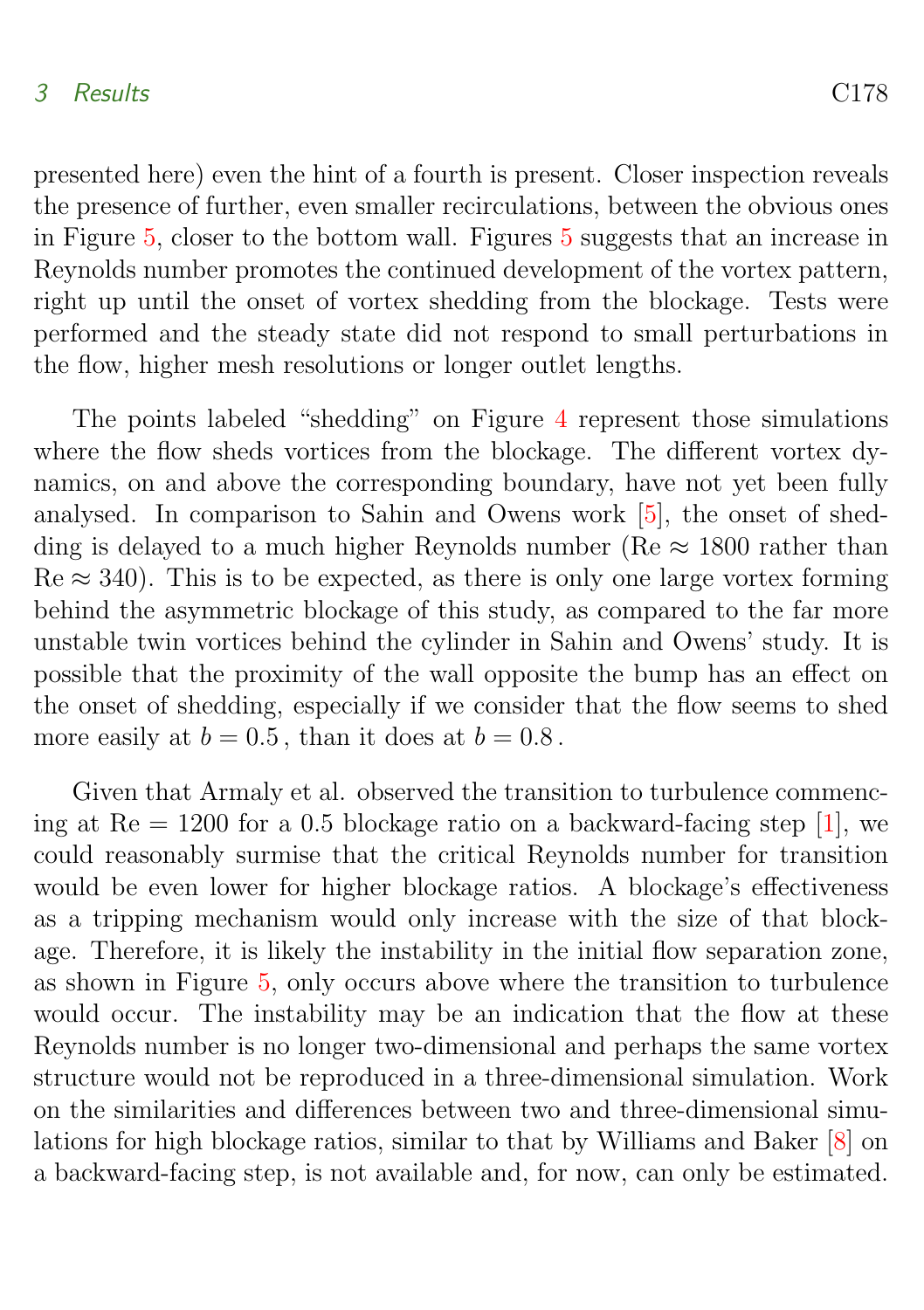presented here) even the hint of a fourth is present. Closer inspection reveals the presence of further, even smaller recirculations, between the obvious ones in Figure 5, closer to the bottom wall. Figures 5 suggests that an increase in Reynolds number promotes the continued development of the vortex pattern, right up until the onset of vortex shedding from the blockage. Tests were performed and the steady state did not respond to small perturbations in the flow, higher mesh resolutions or longer outlet lengths.

The points labeled "shedding" on Figure 4 represent those simulations where the flow sheds vortices from the blockage. The different vortex dynamics, on and above the corresponding boundary, have not yet been fully analysed. In comparison to Sahin and Owens work [5], the onset of shedding is delayed to a much higher Reynolds number ($\mathrm{Re} \approx 1800$ rather than $\mathrm{Re} \approx 340$). This is to be expected, as there is only one large vortex forming behind the asymmetric blockage of this study, as compared to the far more unstable twin vortices behind the cylinder in Sahin and Owens' study. It is possible that the proximity of the wall opposite the bump has an effect on the onset of shedding, especially if we consider that the flow seems to shed more easily at $b = 0.5$, than it does at $b = 0.8$.

Given that Armaly et al. observed the transition to turbulence commencing at $\mathrm{Re} = 1200$ for a 0.5 blockage ratio on a backward-facing step [1], we could reasonably surmise that the critical Reynolds number for transition would be even lower for higher blockage ratios. A blockage's effectiveness as a tripping mechanism would only increase with the size of that blockage. Therefore, it is likely the instability in the initial flow separation zone, as shown in Figure 5, only occurs above where the transition to turbulence would occur. The instability may be an indication that the flow at these Reynolds number is no longer two-dimensional and perhaps the same vortex structure would not be reproduced in a three-dimensional simulation. Work on the similarities and differences between two and three-dimensional simulations for high blockage ratios, similar to that by Williams and Baker [8] on a backward-facing step, is not available and, for now, can only be estimated.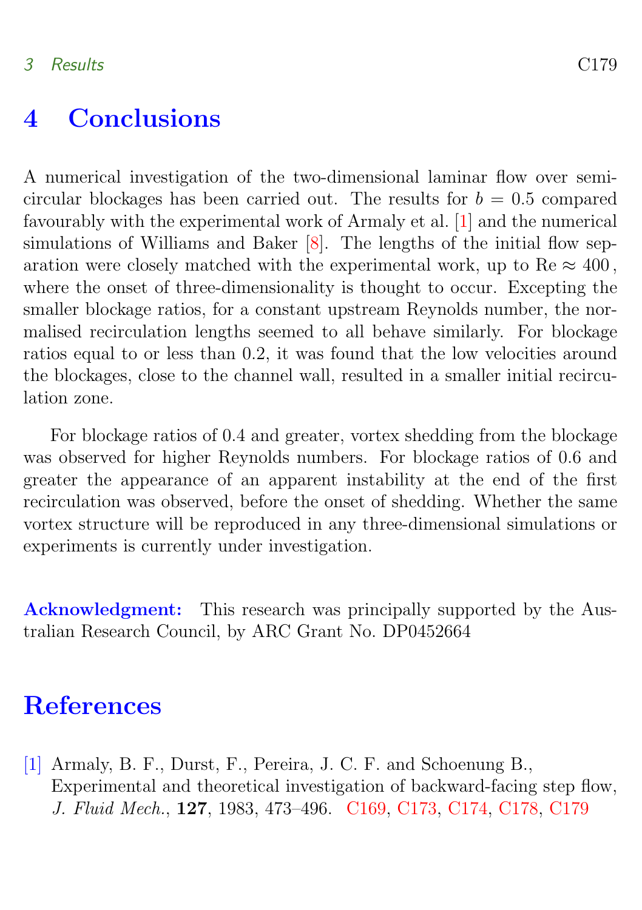# 4 Conclusions

A numerical investigation of the two-dimensional laminar flow over semi-circular blockages has been carried out. The results for $b = 0.5$ compared favourably with the experimental work of Armaly et al. [1] and the numerical simulations of Williams and Baker [8]. The lengths of the initial flow separation were closely matched with the experimental work, up to $\mathrm{Re} \approx 400$, where the onset of three-dimensionality is thought to occur. Excepting the smaller blockage ratios, for a constant upstream Reynolds number, the normalised recirculation lengths seemed to all behave similarly. For blockage ratios equal to or less than 0.2, it was found that the low velocities around the blockages, close to the channel wall, resulted in a smaller initial recirculation zone.

For blockage ratios of 0.4 and greater, vortex shedding from the blockage was observed for higher Reynolds numbers. For blockage ratios of 0.6 and greater the appearance of an apparent instability at the end of the first recirculation was observed, before the onset of shedding. Whether the same vortex structure will be reproduced in any three-dimensional simulations or experiments is currently under investigation.

**Acknowledgment:** This research was principally supported by the Australian Research Council, by ARC Grant No. DP0452664

# References

[1] Armaly, B. F., Durst, F., Pereira, J. C. F. and Schoenung B., Experimental and theoretical investigation of backward-facing step flow, *J. Fluid Mech.*, **127**, 1983, 473–496. C169, C173, C174, C178, C179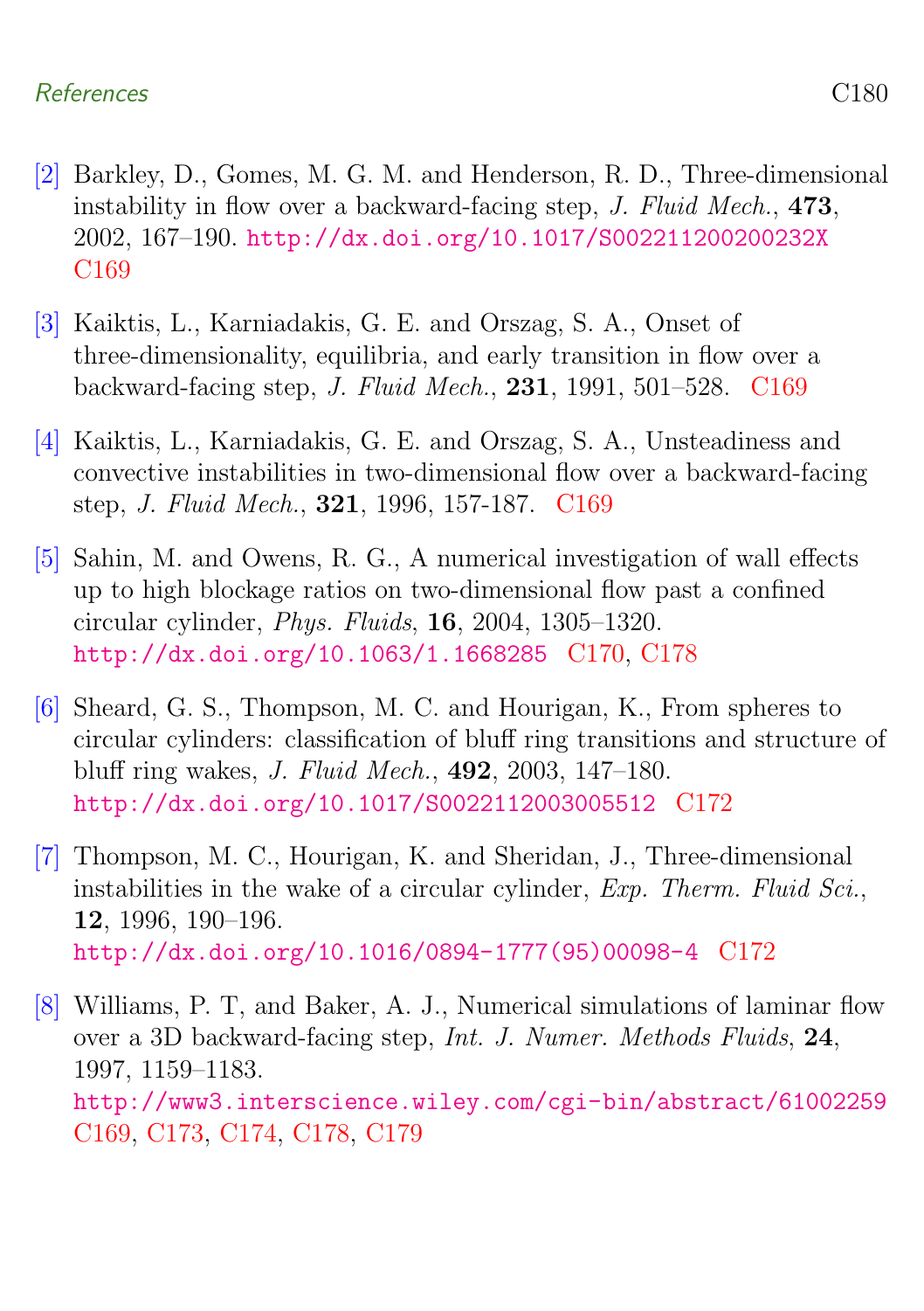[2] Barkley, D., Gomes, M. G. M. and Henderson, R. D., Three-dimensional instability in flow over a backward-facing step, *J. Fluid Mech.*, **473**, 2002, 167–190. http://dx.doi.org/10.1017/S002211200200232X C169

[3] Kaiktis, L., Karniadakis, G. E. and Orszag, S. A., Onset of three-dimensionality, equilibria, and early transition in flow over a backward-facing step, *J. Fluid Mech.*, **231**, 1991, 501–528. C169

[4] Kaiktis, L., Karniadakis, G. E. and Orszag, S. A., Unsteadiness and convective instabilities in two-dimensional flow over a backward-facing step, *J. Fluid Mech.*, **321**, 1996, 157-187. C169

[5] Sahin, M. and Owens, R. G., A numerical investigation of wall effects up to high blockage ratios on two-dimensional flow past a confined circular cylinder, *Phys. Fluids*, **16**, 2004, 1305–1320. http://dx.doi.org/10.1063/1.1668285 C170, C178

[6] Sheard, G. S., Thompson, M. C. and Hourigan, K., From spheres to circular cylinders: classification of bluff ring transitions and structure of bluff ring wakes, *J. Fluid Mech.*, **492**, 2003, 147–180. http://dx.doi.org/10.1017/S0022112003005512 C172

[7] Thompson, M. C., Hourigan, K. and Sheridan, J., Three-dimensional instabilities in the wake of a circular cylinder, *Exp. Therm. Fluid Sci.*, **12**, 1996, 190–196. http://dx.doi.org/10.1016/0894-1777(95)00098-4 C172

[8] Williams, P. T, and Baker, A. J., Numerical simulations of laminar flow over a 3D backward-facing step, *Int. J. Numer. Methods Fluids*, **24**, 1997, 1159–1183. http://www3.interscience.wiley.com/cgi-bin/abstract/61002259 C169, C173, C174, C178, C179